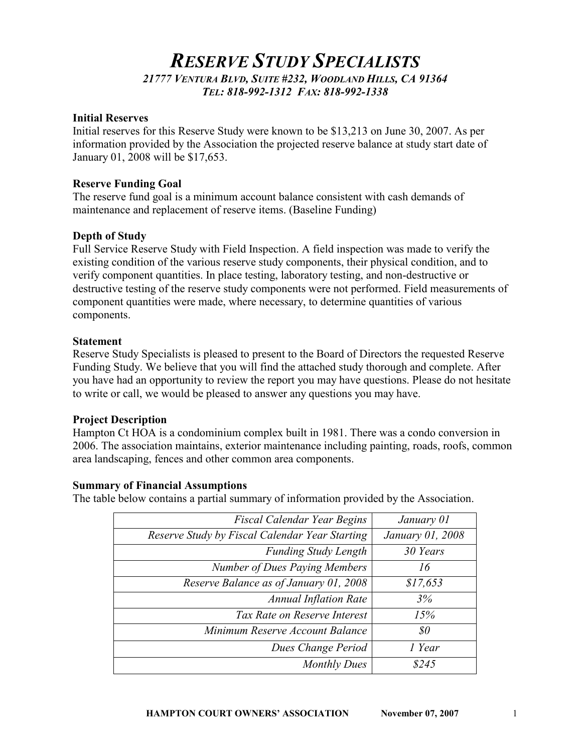# *RESERVE STUDY SPECIALISTS*

*21777 VENTURA BLVD, SUITE #232, WOODLAND HILLS, CA 91364*
*TEL: 818-992-1312 FAX: 818-992-1338*

**Initial Reserves**
Initial reserves for this Reserve Study were known to be $13,213 on June 30, 2007. As per information provided by the Association the projected reserve balance at study start date of January 01, 2008 will be $17,653.

**Reserve Funding Goal**
The reserve fund goal is a minimum account balance consistent with cash demands of maintenance and replacement of reserve items. (Baseline Funding)

**Depth of Study**
Full Service Reserve Study with Field Inspection. A field inspection was made to verify the existing condition of the various reserve study components, their physical condition, and to verify component quantities. In place testing, laboratory testing, and non-destructive or destructive testing of the reserve study components were not performed. Field measurements of component quantities were made, where necessary, to determine quantities of various components.

**Statement**
Reserve Study Specialists is pleased to present to the Board of Directors the requested Reserve Funding Study. We believe that you will find the attached study thorough and complete. After you have had an opportunity to review the report you may have questions. Please do not hesitate to write or call, we would be pleased to answer any questions you may have.

**Project Description**
Hampton Ct HOA is a condominium complex built in 1981. There was a condo conversion in 2006. The association maintains, exterior maintenance including painting, roads, roofs, common area landscaping, fences and other common area components.

**Summary of Financial Assumptions**
The table below contains a partial summary of information provided by the Association.

| | |
|---:|:---:|
| *Fiscal Calendar Year Begins* | *January 01* |
| *Reserve Study by Fiscal Calendar Year Starting* | *January 01, 2008* |
| *Funding Study Length* | *30 Years* |
| *Number of Dues Paying Members* | *16* |
| *Reserve Balance as of January 01, 2008* | *$17,653* |
| *Annual Inflation Rate* | *3%* |
| *Tax Rate on Reserve Interest* | *15%* |
| *Minimum Reserve Account Balance* | *$0* |
| *Dues Change Period* | *1 Year* |
| *Monthly Dues* | *$245* |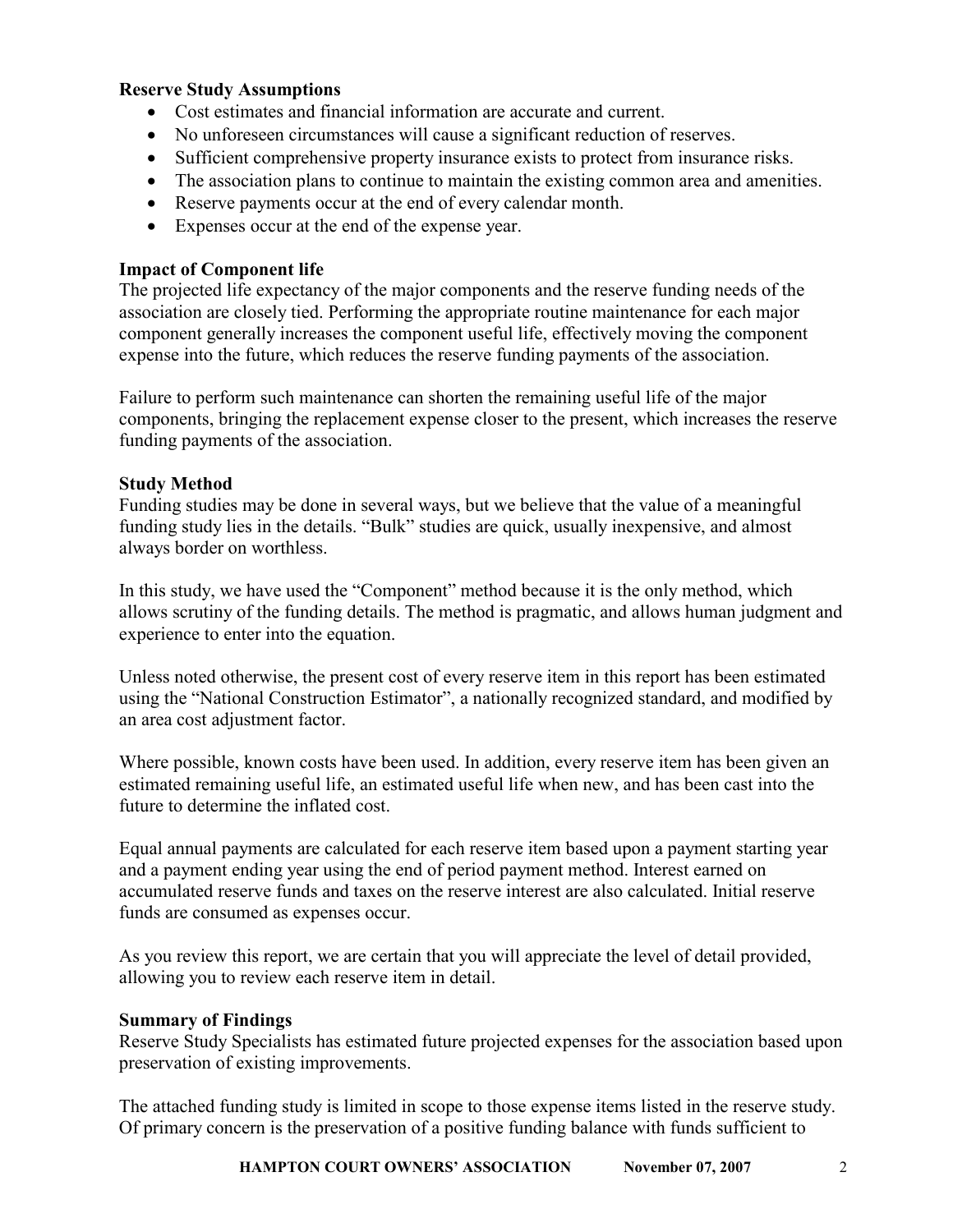**Reserve Study Assumptions**

- Cost estimates and financial information are accurate and current.
- No unforeseen circumstances will cause a significant reduction of reserves.
- Sufficient comprehensive property insurance exists to protect from insurance risks.
- The association plans to continue to maintain the existing common area and amenities.
- Reserve payments occur at the end of every calendar month.
- Expenses occur at the end of the expense year.

**Impact of Component life**

The projected life expectancy of the major components and the reserve funding needs of the association are closely tied. Performing the appropriate routine maintenance for each major component generally increases the component useful life, effectively moving the component expense into the future, which reduces the reserve funding payments of the association.

Failure to perform such maintenance can shorten the remaining useful life of the major components, bringing the replacement expense closer to the present, which increases the reserve funding payments of the association.

**Study Method**

Funding studies may be done in several ways, but we believe that the value of a meaningful funding study lies in the details. "Bulk" studies are quick, usually inexpensive, and almost always border on worthless.

In this study, we have used the "Component" method because it is the only method, which allows scrutiny of the funding details. The method is pragmatic, and allows human judgment and experience to enter into the equation.

Unless noted otherwise, the present cost of every reserve item in this report has been estimated using the "National Construction Estimator", a nationally recognized standard, and modified by an area cost adjustment factor.

Where possible, known costs have been used. In addition, every reserve item has been given an estimated remaining useful life, an estimated useful life when new, and has been cast into the future to determine the inflated cost.

Equal annual payments are calculated for each reserve item based upon a payment starting year and a payment ending year using the end of period payment method. Interest earned on accumulated reserve funds and taxes on the reserve interest are also calculated. Initial reserve funds are consumed as expenses occur.

As you review this report, we are certain that you will appreciate the level of detail provided, allowing you to review each reserve item in detail.

**Summary of Findings**

Reserve Study Specialists has estimated future projected expenses for the association based upon preservation of existing improvements.

The attached funding study is limited in scope to those expense items listed in the reserve study. Of primary concern is the preservation of a positive funding balance with funds sufficient to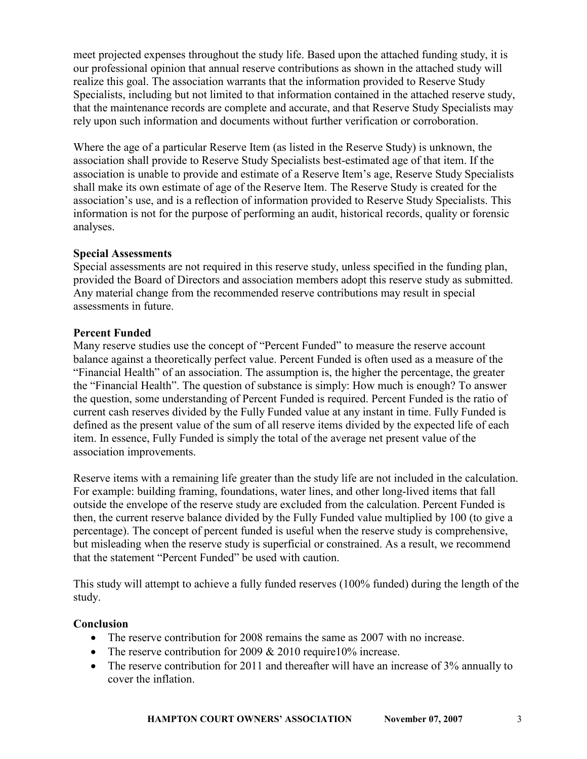meet projected expenses throughout the study life. Based upon the attached funding study, it is our professional opinion that annual reserve contributions as shown in the attached study will realize this goal. The association warrants that the information provided to Reserve Study Specialists, including but not limited to that information contained in the attached reserve study, that the maintenance records are complete and accurate, and that Reserve Study Specialists may rely upon such information and documents without further verification or corroboration.

Where the age of a particular Reserve Item (as listed in the Reserve Study) is unknown, the association shall provide to Reserve Study Specialists best-estimated age of that item. If the association is unable to provide and estimate of a Reserve Item's age, Reserve Study Specialists shall make its own estimate of age of the Reserve Item. The Reserve Study is created for the association's use, and is a reflection of information provided to Reserve Study Specialists. This information is not for the purpose of performing an audit, historical records, quality or forensic analyses.

**Special Assessments**

Special assessments are not required in this reserve study, unless specified in the funding plan, provided the Board of Directors and association members adopt this reserve study as submitted. Any material change from the recommended reserve contributions may result in special assessments in future.

**Percent Funded**

Many reserve studies use the concept of "Percent Funded" to measure the reserve account balance against a theoretically perfect value. Percent Funded is often used as a measure of the "Financial Health" of an association. The assumption is, the higher the percentage, the greater the "Financial Health". The question of substance is simply: How much is enough? To answer the question, some understanding of Percent Funded is required. Percent Funded is the ratio of current cash reserves divided by the Fully Funded value at any instant in time. Fully Funded is defined as the present value of the sum of all reserve items divided by the expected life of each item. In essence, Fully Funded is simply the total of the average net present value of the association improvements.

Reserve items with a remaining life greater than the study life are not included in the calculation. For example: building framing, foundations, water lines, and other long-lived items that fall outside the envelope of the reserve study are excluded from the calculation. Percent Funded is then, the current reserve balance divided by the Fully Funded value multiplied by 100 (to give a percentage). The concept of percent funded is useful when the reserve study is comprehensive, but misleading when the reserve study is superficial or constrained. As a result, we recommend that the statement "Percent Funded" be used with caution.

This study will attempt to achieve a fully funded reserves (100% funded) during the length of the study.

**Conclusion**

- The reserve contribution for 2008 remains the same as 2007 with no increase.
- The reserve contribution for 2009 & 2010 require10% increase.
- The reserve contribution for 2011 and thereafter will have an increase of 3% annually to cover the inflation.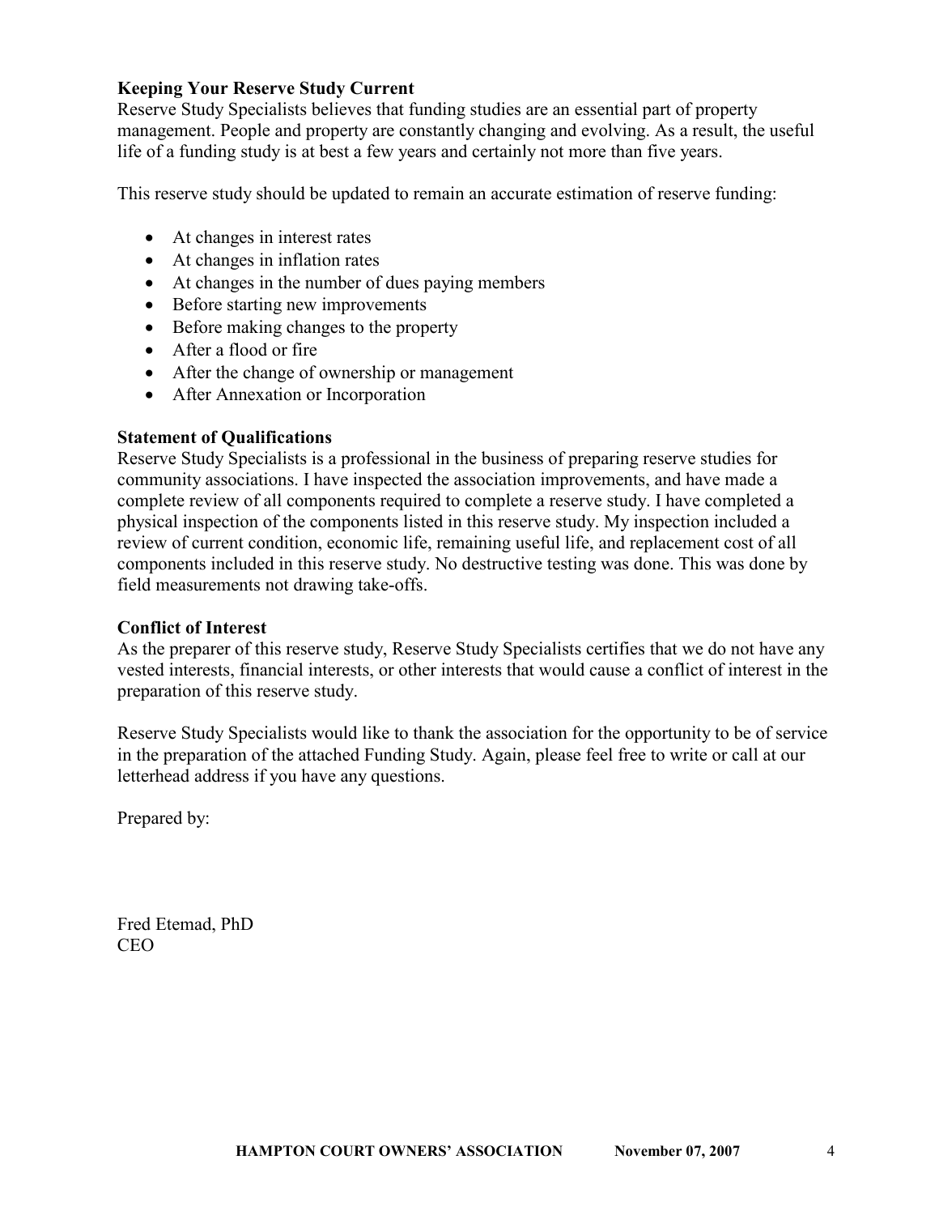**Keeping Your Reserve Study Current**

Reserve Study Specialists believes that funding studies are an essential part of property management. People and property are constantly changing and evolving. As a result, the useful life of a funding study is at best a few years and certainly not more than five years.

This reserve study should be updated to remain an accurate estimation of reserve funding:

- At changes in interest rates
- At changes in inflation rates
- At changes in the number of dues paying members
- Before starting new improvements
- Before making changes to the property
- After a flood or fire
- After the change of ownership or management
- After Annexation or Incorporation

**Statement of Qualifications**

Reserve Study Specialists is a professional in the business of preparing reserve studies for community associations. I have inspected the association improvements, and have made a complete review of all components required to complete a reserve study. I have completed a physical inspection of the components listed in this reserve study. My inspection included a review of current condition, economic life, remaining useful life, and replacement cost of all components included in this reserve study. No destructive testing was done. This was done by field measurements not drawing take-offs.

**Conflict of Interest**

As the preparer of this reserve study, Reserve Study Specialists certifies that we do not have any vested interests, financial interests, or other interests that would cause a conflict of interest in the preparation of this reserve study.

Reserve Study Specialists would like to thank the association for the opportunity to be of service in the preparation of the attached Funding Study. Again, please feel free to write or call at our letterhead address if you have any questions.

Prepared by:

Fred Etemad, PhD
CEO